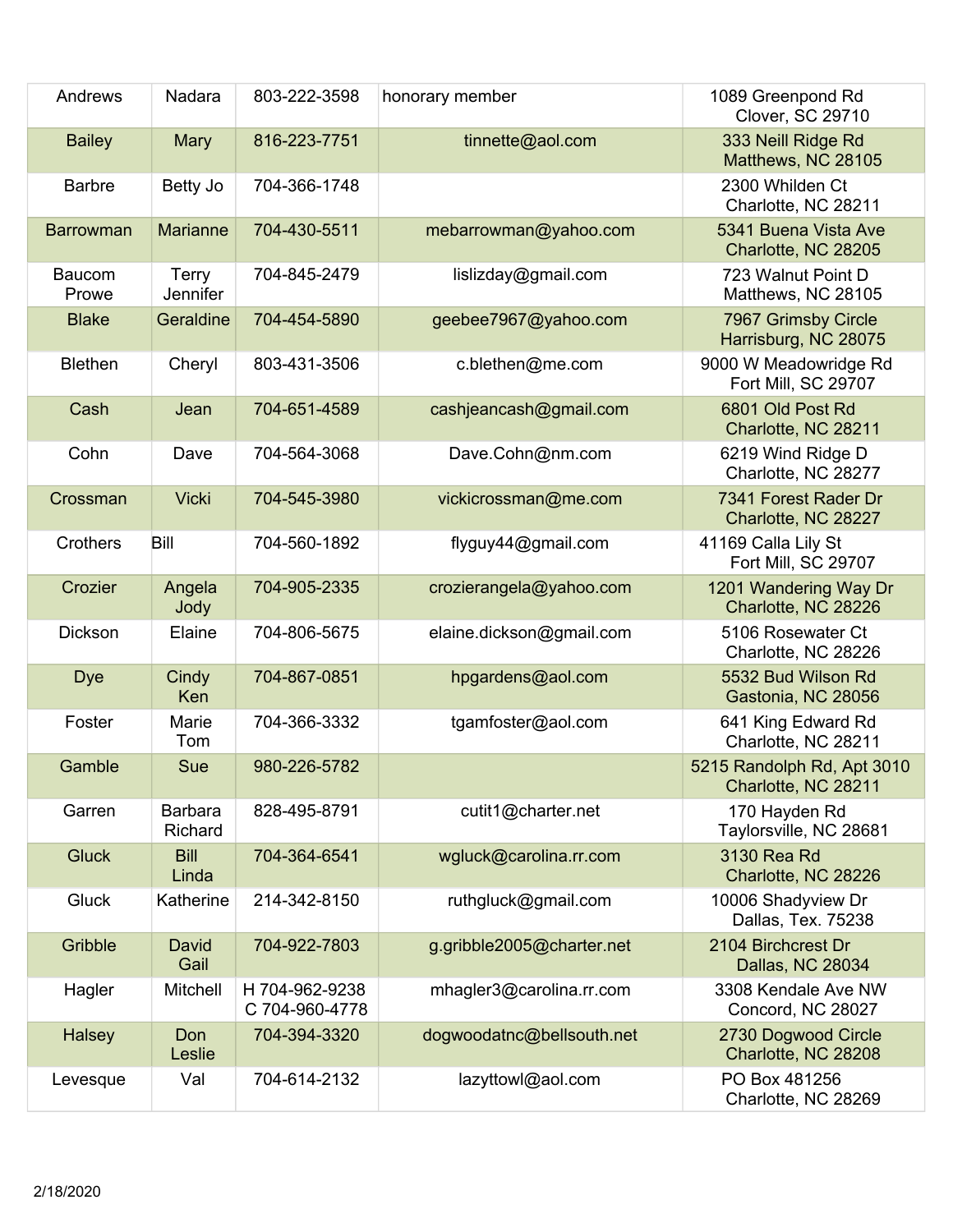| | | | | |
|---|---|---|---|---|
| Andrews | Nadara | 803-222-3598 | honorary member | 1089 Greenpond Rd Clover, SC 29710 |
| Bailey | Mary | 816-223-7751 | tinnette@aol.com | 333 Neill Ridge Rd Matthews, NC 28105 |
| Barbre | Betty Jo | 704-366-1748 | | 2300 Whilden Ct Charlotte, NC 28211 |
| Barrowman | Marianne | 704-430-5511 | mebarrowman@yahoo.com | 5341 Buena Vista Ave Charlotte, NC 28205 |
| Baucom Prowe | Terry Jennifer | 704-845-2479 | mebarrowman@yahoo.com | 723 Walnut Point D Matthews, NC 28105 |
| Blake | Geraldine | 704-454-5890 | geebee7967@yahoo.com | 7967 Grimsby Circle Harrisburg, NC 28075 |
| Blethen | Cheryl | 803-431-3506 | c.blethen@me.com | 9000 W Meadowridge Rd Fort Mill, SC 29707 |
| Cash | Jean | 704-651-4589 | cashjeancash@gmail.com | 6801 Old Post Rd Charlotte, NC 28211 |
| Cohn | Dave | 704-564-3068 | Dave.Cohn@nm.com | 6219 Wind Ridge D Charlotte, NC 28277 |
| Crossman | Vicki | 704-545-3980 | vickicrossman@me.com | 7341 Forest Rader Dr Charlotte, NC 28227 |
| Crothers | Bill | 704-560-1892 | flyguy44@gmail.com | 41169 Calla Lily St Fort Mill, SC 29707 |
| Crozier | Angela Jody | 704-905-2335 | crozierangela@yahoo.com | 1201 Wandering Way Dr Charlotte, NC 28226 |
| Dickson | Elaine | 704-806-5675 | elaine.dickson@gmail.com | 5106 Rosewater Ct Charlotte, NC 28226 |
| Dye | Cindy Ken | 704-867-0851 | hpgardens@aol.com | 5532 Bud Wilson Rd Gastonia, NC 28056 |
| Foster | Marie Tom | 704-366-3332 | tgamfoster@aol.com | 641 King Edward Rd Charlotte, NC 28211 |
| Gamble | Sue | 980-226-5782 | | 5215 Randolph Rd, Apt 3010 Charlotte, NC 28211 |
| Garren | Barbara Richard | 828-495-8791 | cutit1@charter.net | 170 Hayden Rd Taylorsville, NC 28681 |
| Gluck | Bill Linda | 704-364-6541 | wgluck@carolina.rr.com | 3130 Rea Rd Charlotte, NC 28226 |
| Gluck | Katherine | 214-342-8150 | ruthgluck@gmail.com | 10006 Shadyview Dr Dallas, Tex. 75238 |
| Gribble | David Gail | 704-922-7803 | g.gribble2005@charter.net | 2104 Birchcrest Dr Dallas, NC 28034 |
| Hagler | Mitchell | H 704-962-9238 C 704-960-4778 | mhagler3@carolina.rr.com | 3308 Kendale Ave NW Concord, NC 28027 |
| Halsey | Don Leslie | 704-394-3320 | dogwoodatnc@bellsouth.net | 2730 Dogwood Circle Charlotte, NC 28208 |
| Levesque | Val | 704-614-2132 | lazyttowl@aol.com | PO Box 481256 Charlotte, NC 28269 |

2/18/2020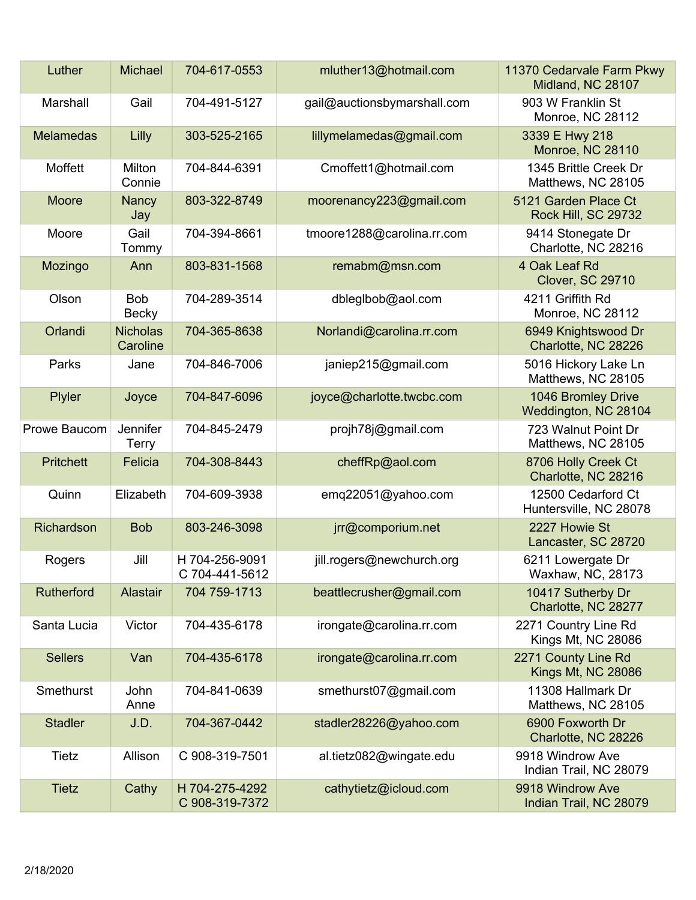| Luther | Michael | 704-617-0553 | mluther13@hotmail.com | 11370 Cedarvale Farm Pkwy<br>Midland, NC 28107 |
|---|---|---|---|---|
| Marshall | Gail | 704-491-5127 | gail@auctionsbymarshall.com | 903 W Franklin St<br>Monroe, NC 28112 |
| Melamedas | Lilly | 303-525-2165 | lillymelamedas@gmail.com | 3339 E Hwy 218<br>Monroe, NC 28110 |
| Moffett | Milton<br>Connie | 704-844-6391 | Cmoffett1@hotmail.com | 1345 Brittle Creek Dr<br>Matthews, NC 28105 |
| Moore | Nancy<br>Jay | 803-322-8749 | moorenancy223@gmail.com | 5121 Garden Place Ct<br>Rock Hill, SC 29732 |
| Moore | Gail<br>Tommy | 704-394-8661 | tmoore1288@carolina.rr.com | 9414 Stonegate Dr<br>Charlotte, NC 28216 |
| Mozingo | Ann | 803-831-1568 | remabm@msn.com | 4 Oak Leaf Rd<br>Clover, SC 29710 |
| Olson | Bob<br>Becky | 704-289-3514 | dbleglbob@aol.com | 4211 Griffith Rd<br>Monroe, NC 28112 |
| Orlandi | Nicholas<br>Caroline | 704-365-8638 | Norlandi@carolina.rr.com | 6949 Knightswood Dr<br>Charlotte, NC 28226 |
| Parks | Jane | 704-846-7006 | janiep215@gmail.com | 5016 Hickory Lake Ln<br>Matthews, NC 28105 |
| Plyler | Joyce | 704-847-6096 | joyce@charlotte.twcbc.com | 1046 Bromley Drive<br>Weddington, NC 28104 |
| Prowe Baucom | Jennifer<br>Terry | 704-845-2479 | projh78j@gmail.com | 723 Walnut Point Dr<br>Matthews, NC 28105 |
| Pritchett | Felicia | 704-308-8443 | cheffRp@aol.com | 8706 Holly Creek Ct<br>Charlotte, NC 28216 |
| Quinn | Elizabeth | 704-609-3938 | emq22051@yahoo.com | 12500 Cedarford Ct<br>Huntersville, NC 28078 |
| Richardson | Bob | 803-246-3098 | jrr@comporium.net | 2227 Howie St<br>Lancaster, SC 28720 |
| Rogers | Jill | H 704-256-9091<br>C 704-441-5612 | jill.rogers@newchurch.org | 6211 Lowergate Dr<br>Waxhaw, NC, 28173 |
| Rutherford | Alastair | 704 759-1713 | beattlecrusher@gmail.com | 10417 Sutherby Dr<br>Charlotte, NC 28277 |
| Santa Lucia | Victor | 704-435-6178 | irongate@carolina.rr.com | 2271 Country Line Rd<br>Kings Mt, NC 28086 |
| Sellers | Van | 704-435-6178 | irongate@carolina.rr.com | 2271 County Line Rd<br>Kings Mt, NC 28086 |
| Smethurst | John<br>Anne | 704-841-0639 | smethurst07@gmail.com | 11308 Hallmark Dr<br>Matthews, NC 28105 |
| Stadler | J.D. | 704-367-0442 | stadler28226@yahoo.com | 6900 Foxworth Dr<br>Charlotte, NC 28226 |
| Tietz | Allison | C 908-319-7501 | al.tietz082@wingate.edu | 9918 Windrow Ave<br>Indian Trail, NC 28079 |
| Tietz | Cathy | H 704-275-4292<br>C 908-319-7372 | cathytietz@icloud.com | 9918 Windrow Ave<br>Indian Trail, NC 28079 |

2/18/2020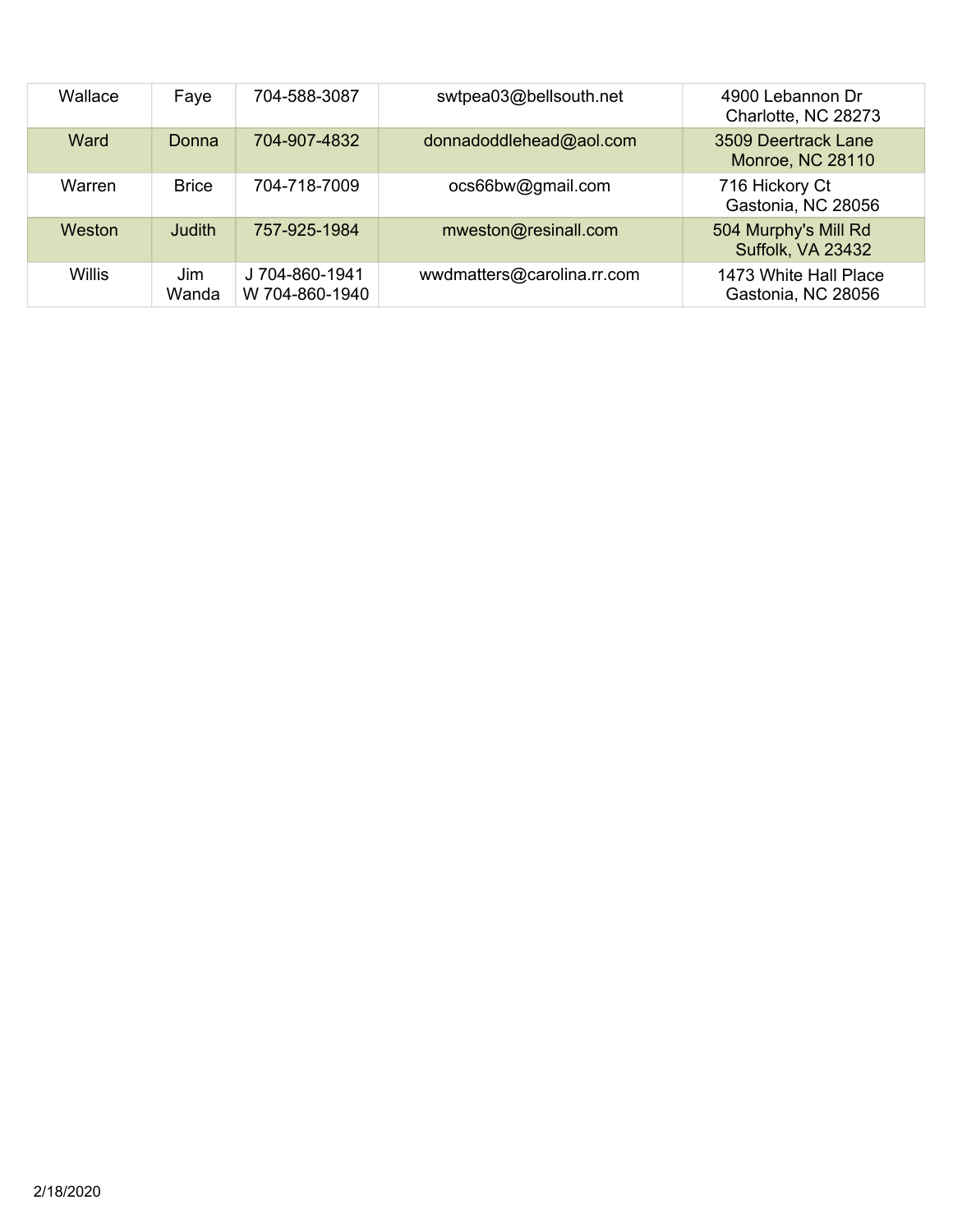| | | | | |
|---|---|---|---|---|
| Wallace | Faye | 704-588-3087 | swtpea03@bellsouth.net | 4900 Lebannon Dr Charlotte, NC 28273 |
| Ward | Donna | 704-907-4832 | donnadoddlehead@aol.com | 3509 Deertrack Lane Monroe, NC 28110 |
| Warren | Brice | 704-718-7009 | ocs66bw@gmail.com | 716 Hickory Ct Gastonia, NC 28056 |
| Weston | Judith | 757-925-1984 | mweston@resinall.com | 504 Murphy's Mill Rd Suffolk, VA 23432 |
| Willis | Jim Wanda | J 704-860-1941 W 704-860-1940 | wwdmatters@carolina.rr.com | 1473 White Hall Place Gastonia, NC 28056 |

2/18/2020